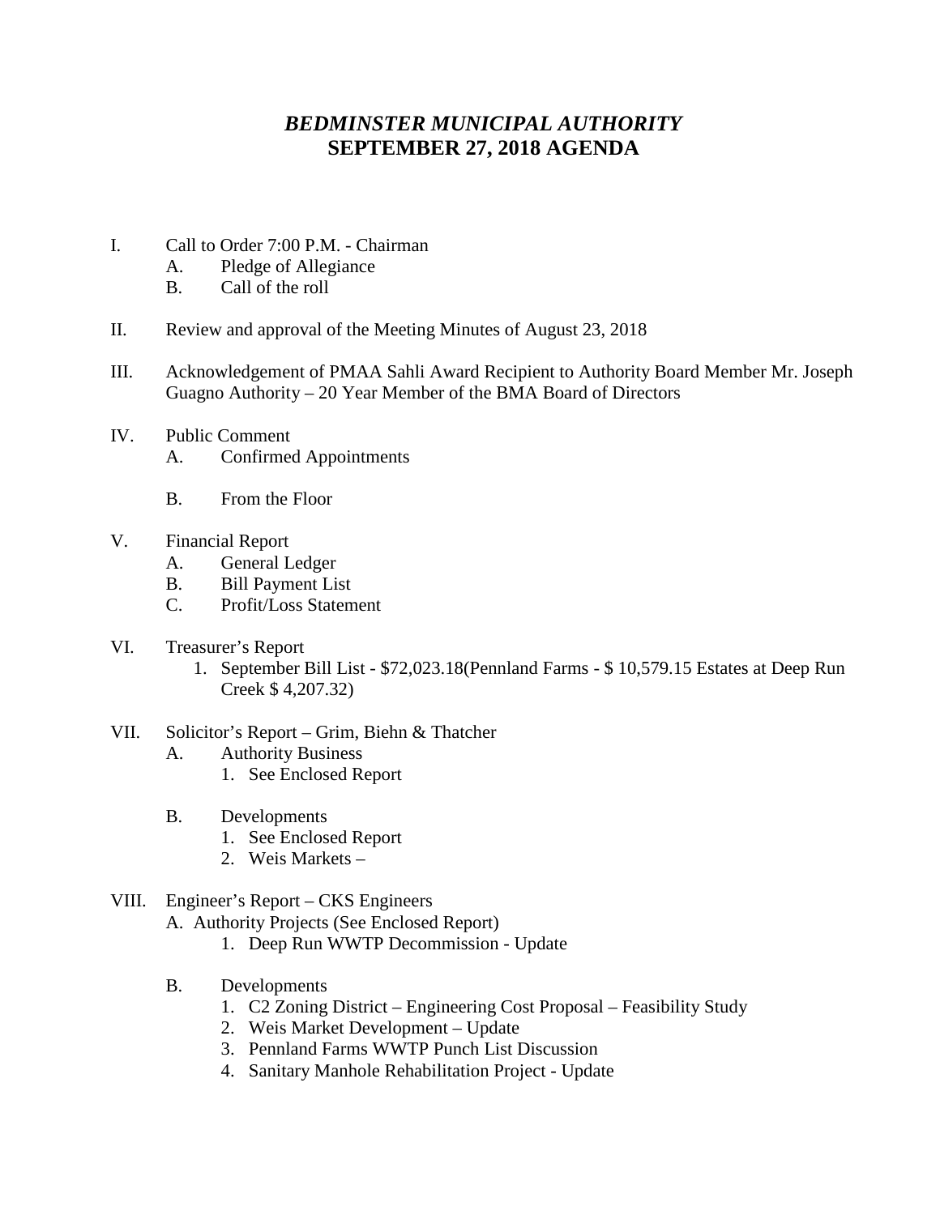# *BEDMINSTER MUNICIPAL AUTHORITY*
# SEPTEMBER 27, 2018 AGENDA

I. Call to Order 7:00 P.M. - Chairman
   - A. Pledge of Allegiance
   - B. Call of the roll

II. Review and approval of the Meeting Minutes of August 23, 2018

III. Acknowledgement of PMAA Sahli Award Recipient to Authority Board Member Mr. Joseph Guagno Authority – 20 Year Member of the BMA Board of Directors

IV. Public Comment
   - A. Confirmed Appointments
   - B. From the Floor

V. Financial Report
   - A. General Ledger
   - B. Bill Payment List
   - C. Profit/Loss Statement

VI. Treasurer's Report
   1. September Bill List - $72,023.18(Pennland Farms - $ 10,579.15 Estates at Deep Run Creek $ 4,207.32)

VII. Solicitor's Report – Grim, Biehn & Thatcher
   - A. Authority Business
     1. See Enclosed Report
   - B. Developments
     1. See Enclosed Report
     2. Weis Markets –

VIII. Engineer's Report – CKS Engineers
   - A. Authority Projects (See Enclosed Report)
     1. Deep Run WWTP Decommission - Update
   - B. Developments
     1. C2 Zoning District – Engineering Cost Proposal – Feasibility Study
     2. Weis Market Development – Update
     3. Pennland Farms WWTP Punch List Discussion
     4. Sanitary Manhole Rehabilitation Project - Update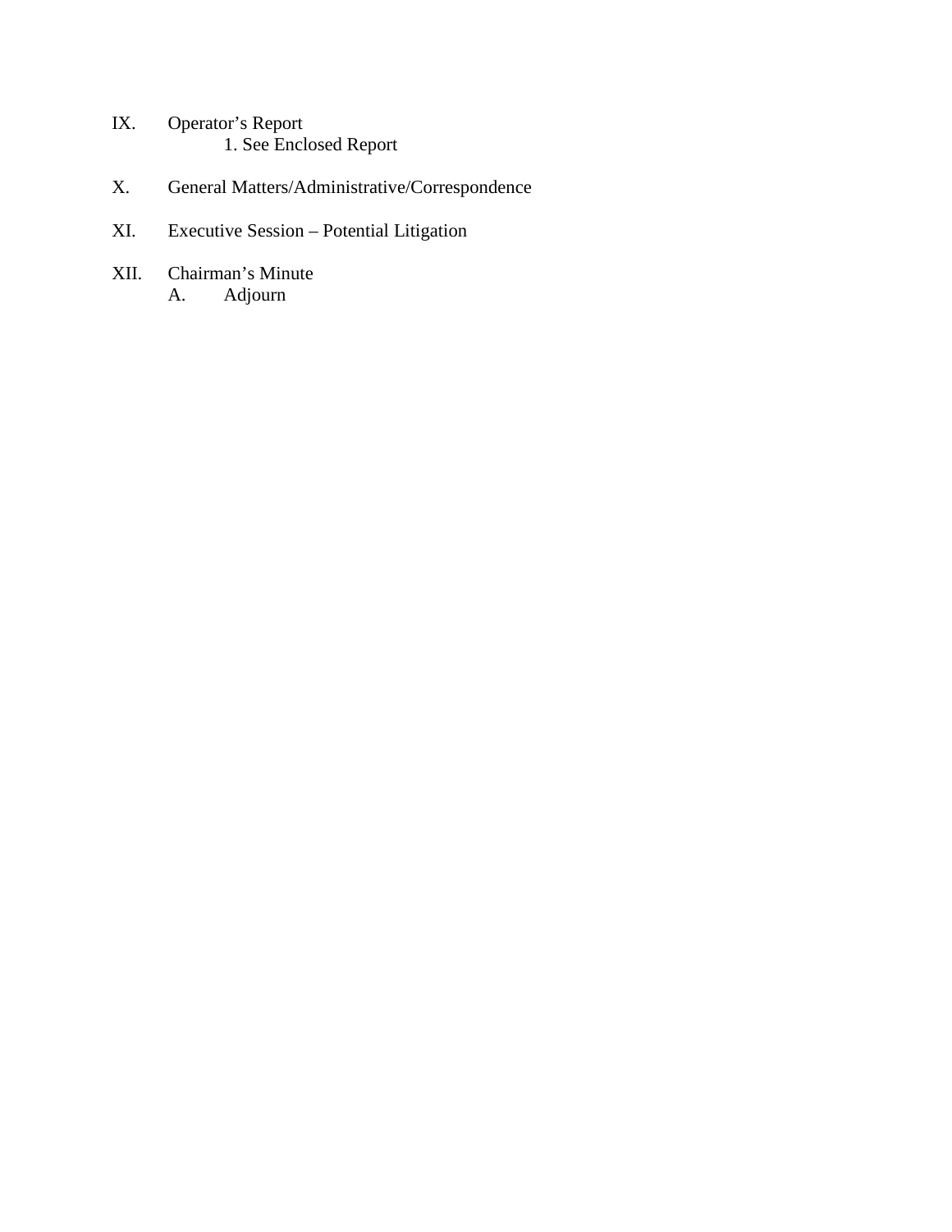IX. Operator's Report
    1. See Enclosed Report

X. General Matters/Administrative/Correspondence

XI. Executive Session – Potential Litigation

XII. Chairman's Minute
    A. Adjourn